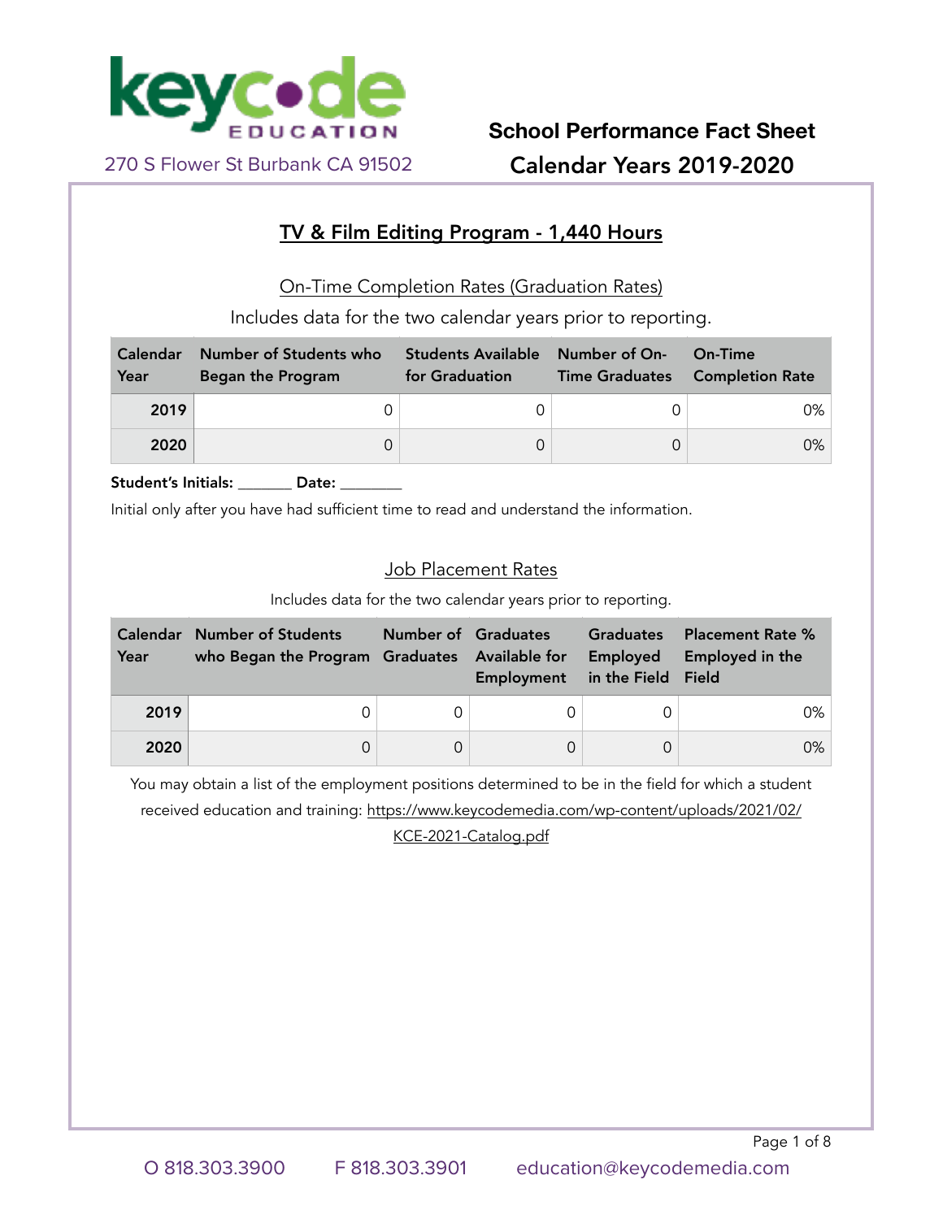keycode EDUCATION

270 S Flower St Burbank CA 91502

# School Performance Fact Sheet
## Calendar Years 2019-2020

### TV & Film Editing Program - 1,440 Hours

#### On-Time Completion Rates (Graduation Rates)

Includes data for the two calendar years prior to reporting.

| Calendar Year | Number of Students who Began the Program | Students Available for Graduation | Number of On-Time Graduates | On-Time Completion Rate |
|---|---|---|---|---|
| 2019 | 0 | 0 | 0 | 0% |
| 2020 | 0 | 0 | 0 | 0% |

**Student's Initials:** _______ **Date:** ________

Initial only after you have had sufficient time to read and understand the information.

#### Job Placement Rates

Includes data for the two calendar years prior to reporting.

| Calendar Year | Number of Students who Began the Program | Number of Graduates | Graduates Available for Employment | Graduates Employed in the Field | Placement Rate % Employed in the Field |
|---|---|---|---|---|---|
| 2019 | 0 | 0 | 0 | 0 | 0% |
| 2020 | 0 | 0 | 0 | 0 | 0% |

You may obtain a list of the employment positions determined to be in the field for which a student received education and training: https://www.keycodemedia.com/wp-content/uploads/2021/02/KCE-2021-Catalog.pdf

O 818.303.3900 F 818.303.3901 education@keycodemedia.com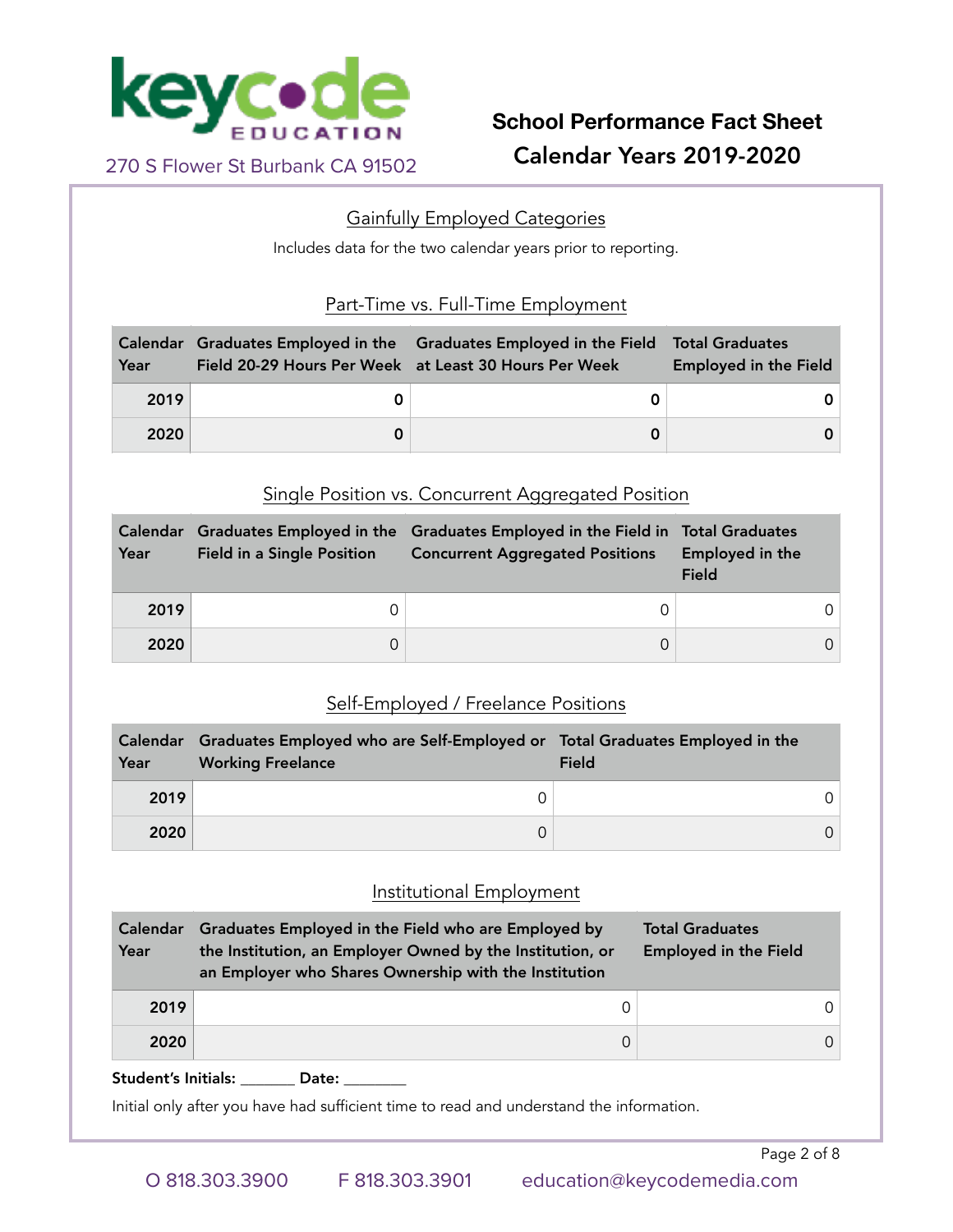keycode EDUCATION

270 S Flower St Burbank CA 91502

# School Performance Fact Sheet
# Calendar Years 2019-2020

## Gainfully Employed Categories

Includes data for the two calendar years prior to reporting.

### Part-Time vs. Full-Time Employment

| Calendar Year | Graduates Employed in the Field 20-29 Hours Per Week | Graduates Employed in the Field at Least 30 Hours Per Week | Total Graduates Employed in the Field |
|---|---|---|---|
| 2019 | 0 | 0 | 0 |
| 2020 | 0 | 0 | 0 |

### Single Position vs. Concurrent Aggregated Position

| Calendar Year | Graduates Employed in the Field in a Single Position | Graduates Employed in the Field in Concurrent Aggregated Positions | Total Graduates Employed in the Field |
|---|---|---|---|
| 2019 | 0 | 0 | 0 |
| 2020 | 0 | 0 | 0 |

### Self-Employed / Freelance Positions

| Calendar Year | Graduates Employed who are Self-Employed or Working Freelance | Total Graduates Employed in the Field |
|---|---|---|
| 2019 | 0 | 0 |
| 2020 | 0 | 0 |

### Institutional Employment

| Calendar Year | Graduates Employed in the Field who are Employed by the Institution, an Employer Owned by the Institution, or an Employer who Shares Ownership with the Institution | Total Graduates Employed in the Field |
|---|---|---|
| 2019 | 0 | 0 |
| 2020 | 0 | 0 |

**Student's Initials:** _______ **Date:** ________

Initial only after you have had sufficient time to read and understand the information.

O 818.303.3900 F 818.303.3901 education@keycodemedia.com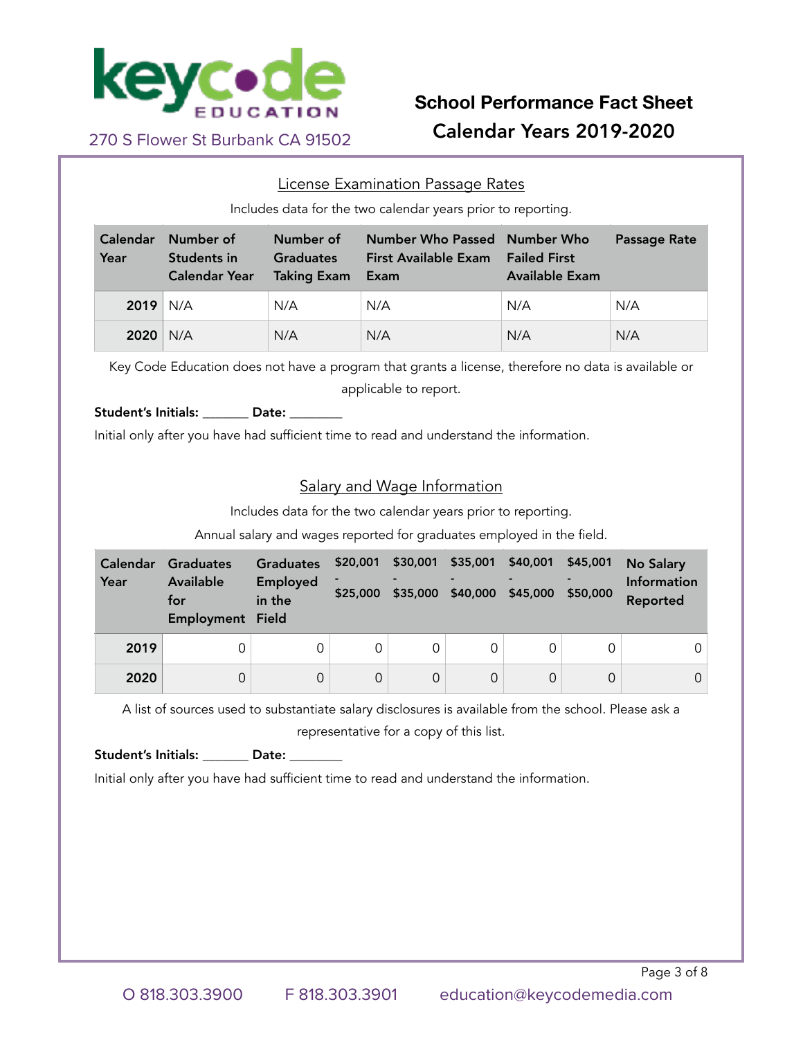keycode EDUCATION

270 S Flower St Burbank CA 91502

# School Performance Fact Sheet
# Calendar Years 2019-2020

## License Examination Passage Rates

Includes data for the two calendar years prior to reporting.

| Calendar Year | Number of Students in Calendar Year | Number of Graduates Taking Exam | Number Who Passed First Available Exam | Number Who Failed First Available Exam | Passage Rate |
|---|---|---|---|---|---|
| 2019 | N/A | N/A | N/A | N/A | N/A |
| 2020 | N/A | N/A | N/A | N/A | N/A |

Key Code Education does not have a program that grants a license, therefore no data is available or applicable to report.

**Student's Initials:** _______ **Date:** ________

Initial only after you have had sufficient time to read and understand the information.

## Salary and Wage Information

Includes data for the two calendar years prior to reporting.

Annual salary and wages reported for graduates employed in the field.

| Calendar Year | Graduates Available for Employment | Graduates Employed in the Field | $20,001 - $25,000 | $30,001 - $35,000 | $35,001 - $40,000 | $40,001 - $45,000 | $45,001 - $50,000 | No Salary Information Reported |
|---|---|---|---|---|---|---|---|---|
| 2019 | 0 | 0 | 0 | 0 | 0 | 0 | 0 | 0 |
| 2020 | 0 | 0 | 0 | 0 | 0 | 0 | 0 | 0 |

A list of sources used to substantiate salary disclosures is available from the school. Please ask a representative for a copy of this list.

**Student's Initials:** _______ **Date:** ________

Initial only after you have had sufficient time to read and understand the information.

O 818.303.3900 F 818.303.3901 education@keycodemedia.com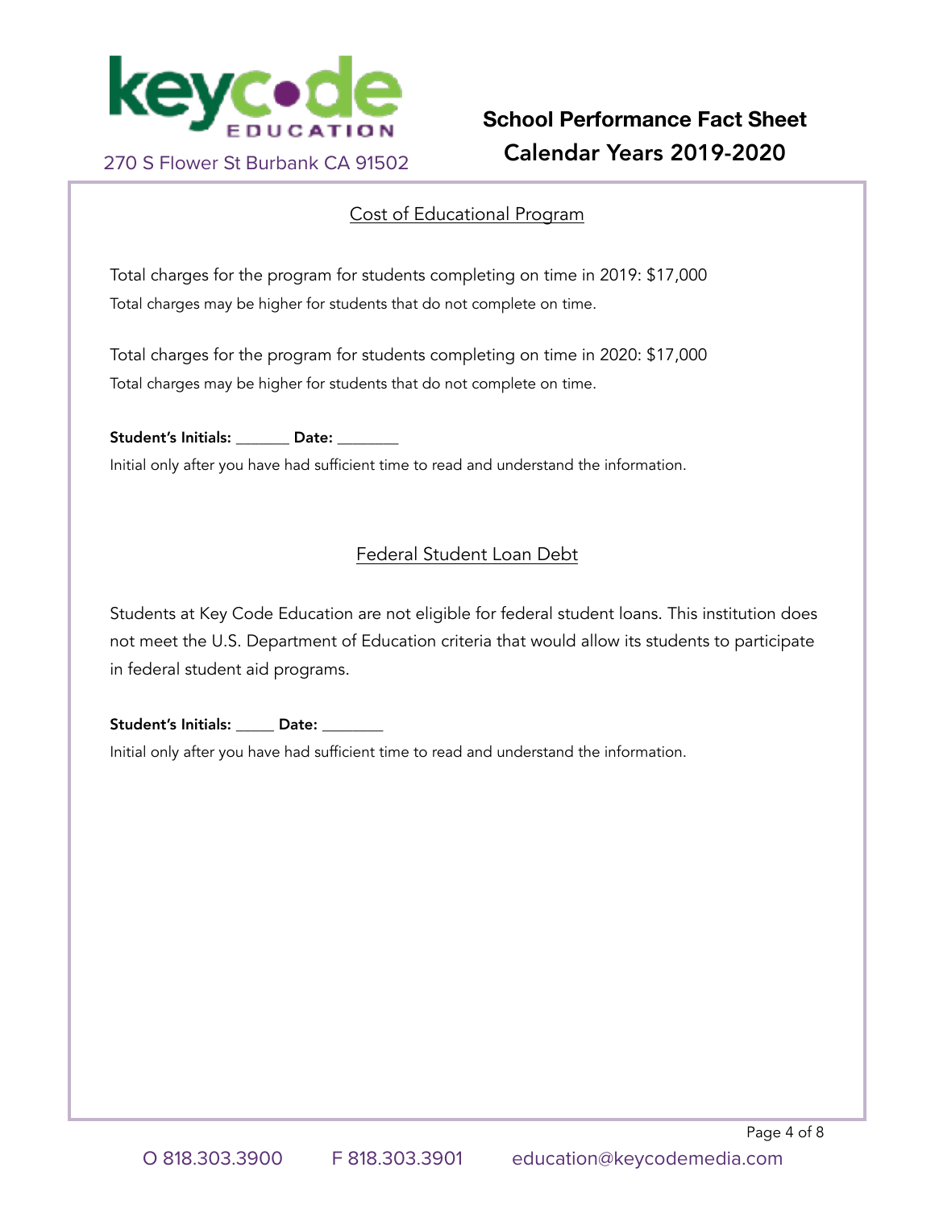## Cost of Educational Program

Total charges for the program for students completing on time in 2019: $17,000

Total charges may be higher for students that do not complete on time.

Total charges for the program for students completing on time in 2020: $17,000

Total charges may be higher for students that do not complete on time.

**Student's Initials:** _______ **Date:** ________

Initial only after you have had sufficient time to read and understand the information.

## Federal Student Loan Debt

Students at Key Code Education are not eligible for federal student loans. This institution does not meet the U.S. Department of Education criteria that would allow its students to participate in federal student aid programs.

**Student's Initials:** _____ **Date:** ________

Initial only after you have had sufficient time to read and understand the information.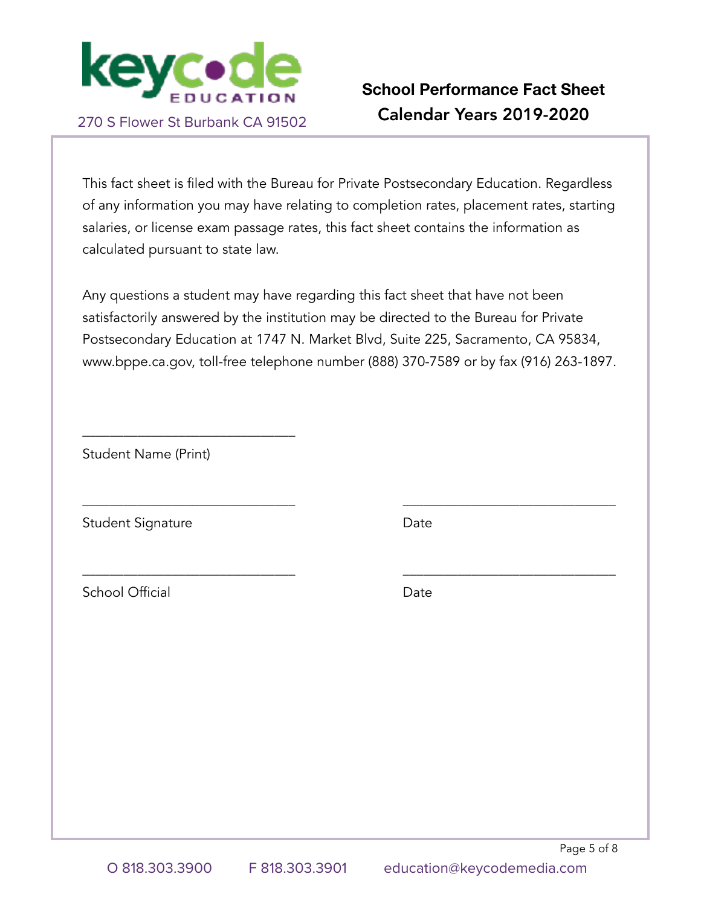keycode EDUCATION

270 S Flower St Burbank CA 91502

## School Performance Fact Sheet
## Calendar Years 2019-2020

This fact sheet is filed with the Bureau for Private Postsecondary Education. Regardless of any information you may have relating to completion rates, placement rates, starting salaries, or license exam passage rates, this fact sheet contains the information as calculated pursuant to state law.

Any questions a student may have regarding this fact sheet that have not been satisfactorily answered by the institution may be directed to the Bureau for Private Postsecondary Education at 1747 N. Market Blvd, Suite 225, Sacramento, CA 95834, www.bppe.ca.gov, toll-free telephone number (888) 370-7589 or by fax (916) 263-1897.

______________________________

Student Name (Print)

______________________________ ______________________________

Student Signature Date

______________________________ ______________________________

School Official Date

O 818.303.3900 F 818.303.3901 education@keycodemedia.com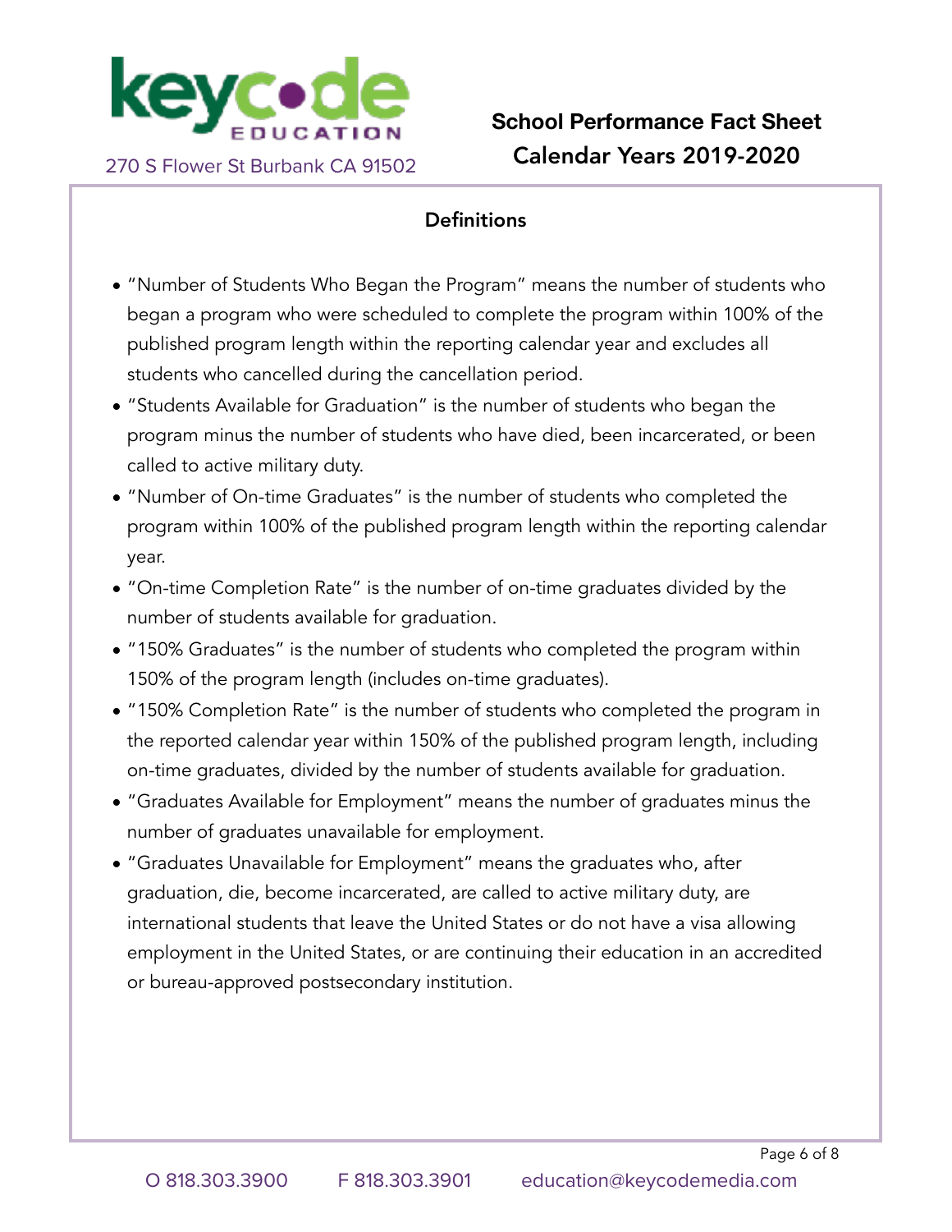keycode EDUCATION

270 S Flower St Burbank CA 91502

**School Performance Fact Sheet**
**Calendar Years 2019-2020**

## Definitions

- "Number of Students Who Began the Program" means the number of students who began a program who were scheduled to complete the program within 100% of the published program length within the reporting calendar year and excludes all students who cancelled during the cancellation period.
- "Students Available for Graduation" is the number of students who began the program minus the number of students who have died, been incarcerated, or been called to active military duty.
- "Number of On-time Graduates" is the number of students who completed the program within 100% of the published program length within the reporting calendar year.
- "On-time Completion Rate" is the number of on-time graduates divided by the number of students available for graduation.
- "150% Graduates" is the number of students who completed the program within 150% of the program length (includes on-time graduates).
- "150% Completion Rate" is the number of students who completed the program in the reported calendar year within 150% of the published program length, including on-time graduates, divided by the number of students available for graduation.
- "Graduates Available for Employment" means the number of graduates minus the number of graduates unavailable for employment.
- "Graduates Unavailable for Employment" means the graduates who, after graduation, die, become incarcerated, are called to active military duty, are international students that leave the United States or do not have a visa allowing employment in the United States, or are continuing their education in an accredited or bureau-approved postsecondary institution.

O 818.303.3900 F 818.303.3901 education@keycodemedia.com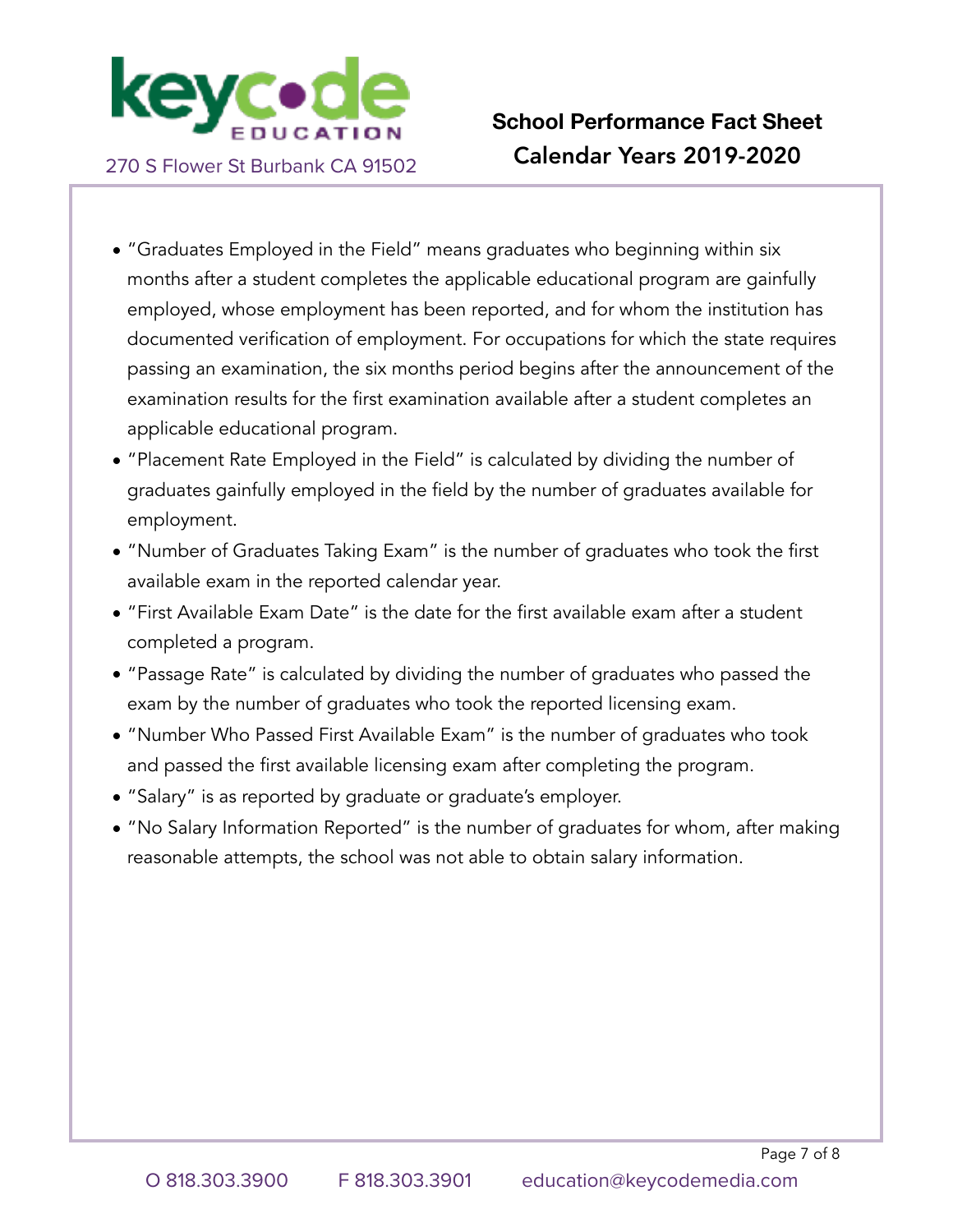- "Graduates Employed in the Field" means graduates who beginning within six months after a student completes the applicable educational program are gainfully employed, whose employment has been reported, and for whom the institution has documented verification of employment. For occupations for which the state requires passing an examination, the six months period begins after the announcement of the examination results for the first examination available after a student completes an applicable educational program.
- "Placement Rate Employed in the Field" is calculated by dividing the number of graduates gainfully employed in the field by the number of graduates available for employment.
- "Number of Graduates Taking Exam" is the number of graduates who took the first available exam in the reported calendar year.
- "First Available Exam Date" is the date for the first available exam after a student completed a program.
- "Passage Rate" is calculated by dividing the number of graduates who passed the exam by the number of graduates who took the reported licensing exam.
- "Number Who Passed First Available Exam" is the number of graduates who took and passed the first available licensing exam after completing the program.
- "Salary" is as reported by graduate or graduate's employer.
- "No Salary Information Reported" is the number of graduates for whom, after making reasonable attempts, the school was not able to obtain salary information.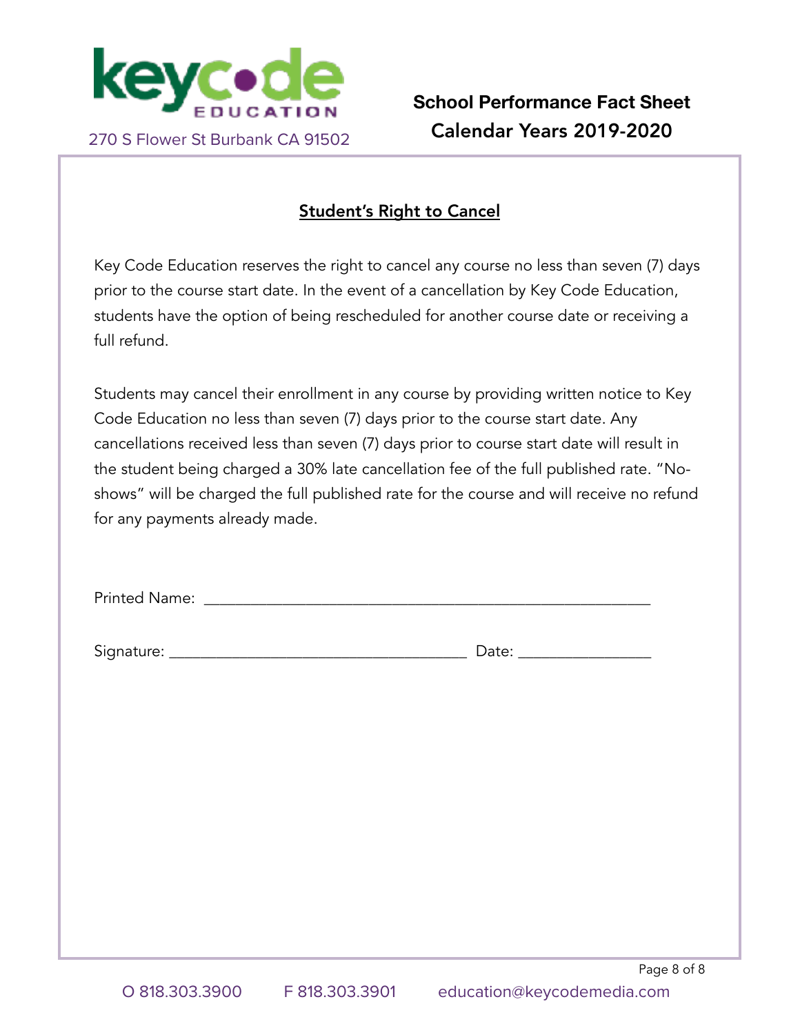## Student's Right to Cancel

Key Code Education reserves the right to cancel any course no less than seven (7) days prior to the course start date. In the event of a cancellation by Key Code Education, students have the option of being rescheduled for another course date or receiving a full refund.

Students may cancel their enrollment in any course by providing written notice to Key Code Education no less than seven (7) days prior to the course start date. Any cancellations received less than seven (7) days prior to course start date will result in the student being charged a 30% late cancellation fee of the full published rate. "No-shows" will be charged the full published rate for the course and will receive no refund for any payments already made.

Printed Name: ________________________________________________________

Signature: _____________________________________ Date: ________________